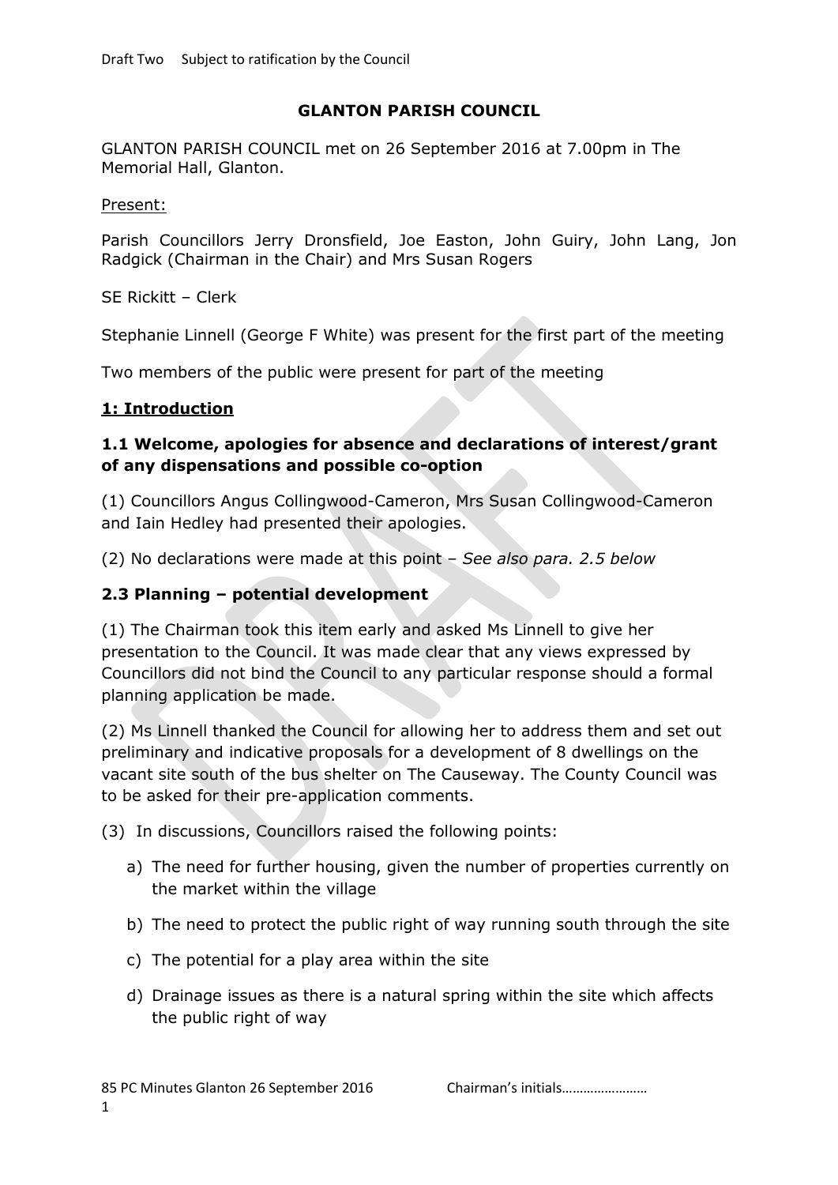Draft Two Subject to ratification by the Council

# GLANTON PARISH COUNCIL

GLANTON PARISH COUNCIL met on 26 September 2016 at 7.00pm in The Memorial Hall, Glanton.

Present:

Parish Councillors Jerry Dronsfield, Joe Easton, John Guiry, John Lang, Jon Radgick (Chairman in the Chair) and Mrs Susan Rogers

SE Rickitt – Clerk

Stephanie Linnell (George F White) was present for the first part of the meeting

Two members of the public were present for part of the meeting

## 1: Introduction

### 1.1 Welcome, apologies for absence and declarations of interest/grant of any dispensations and possible co-option

(1) Councillors Angus Collingwood-Cameron, Mrs Susan Collingwood-Cameron and Iain Hedley had presented their apologies.

(2) No declarations were made at this point – *See also para. 2.5 below*

### 2.3 Planning – potential development

(1) The Chairman took this item early and asked Ms Linnell to give her presentation to the Council. It was made clear that any views expressed by Councillors did not bind the Council to any particular response should a formal planning application be made.

(2) Ms Linnell thanked the Council for allowing her to address them and set out preliminary and indicative proposals for a development of 8 dwellings on the vacant site south of the bus shelter on The Causeway. The County Council was to be asked for their pre-application comments.

(3) In discussions, Councillors raised the following points:

a) The need for further housing, given the number of properties currently on the market within the village

b) The need to protect the public right of way running south through the site

c) The potential for a play area within the site

d) Drainage issues as there is a natural spring within the site which affects the public right of way

85 PC Minutes Glanton 26 September 2016 Chairman's initials……………………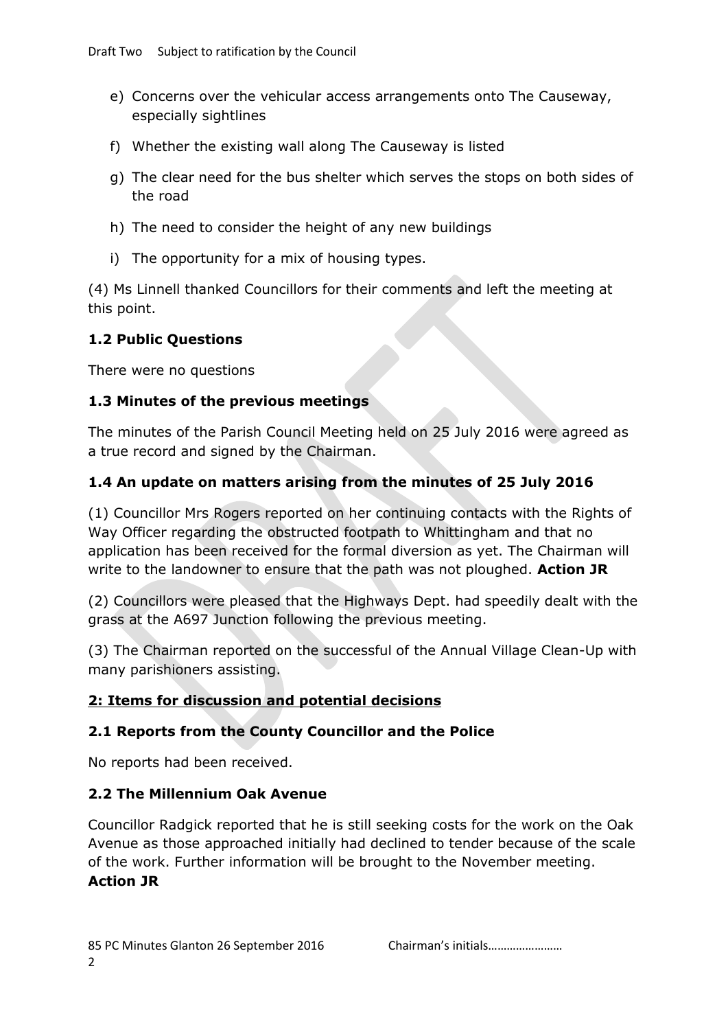e) Concerns over the vehicular access arrangements onto The Causeway, especially sightlines

f) Whether the existing wall along The Causeway is listed

g) The clear need for the bus shelter which serves the stops on both sides of the road

h) The need to consider the height of any new buildings

i) The opportunity for a mix of housing types.

(4) Ms Linnell thanked Councillors for their comments and left the meeting at this point.

### 1.2 Public Questions

There were no questions

### 1.3 Minutes of the previous meetings

The minutes of the Parish Council Meeting held on 25 July 2016 were agreed as a true record and signed by the Chairman.

### 1.4 An update on matters arising from the minutes of 25 July 2016

(1) Councillor Mrs Rogers reported on her continuing contacts with the Rights of Way Officer regarding the obstructed footpath to Whittingham and that no application has been received for the formal diversion as yet. The Chairman will write to the landowner to ensure that the path was not ploughed. **Action JR**

(2) Councillors were pleased that the Highways Dept. had speedily dealt with the grass at the A697 Junction following the previous meeting.

(3) The Chairman reported on the successful of the Annual Village Clean-Up with many parishioners assisting.

## 2: Items for discussion and potential decisions

### 2.1 Reports from the County Councillor and the Police

No reports had been received.

### 2.2 The Millennium Oak Avenue

Councillor Radgick reported that he is still seeking costs for the work on the Oak Avenue as those approached initially had declined to tender because of the scale of the work. Further information will be brought to the November meeting.
**Action JR**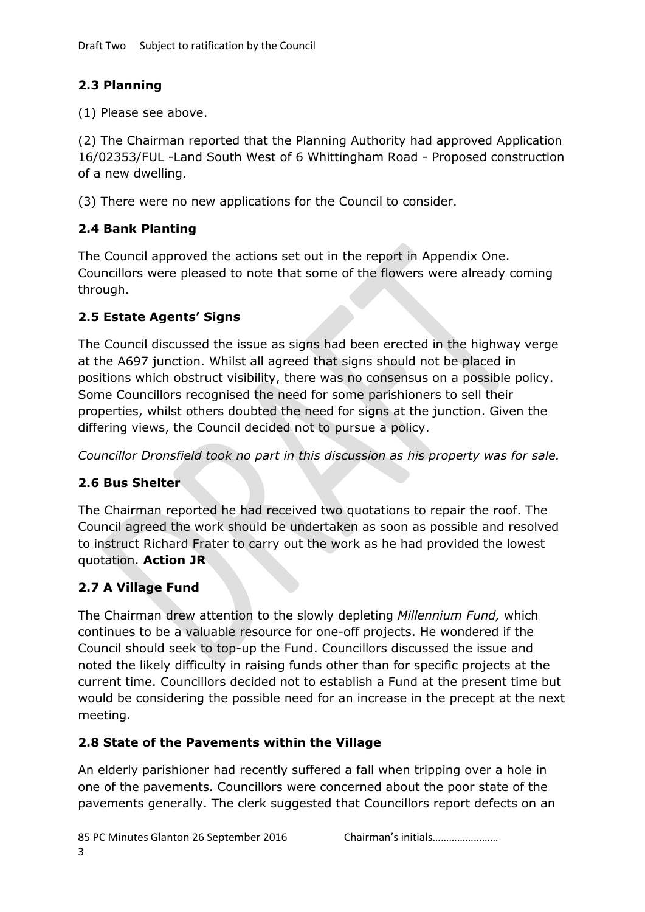## 2.3 Planning

(1) Please see above.

(2) The Chairman reported that the Planning Authority had approved Application 16/02353/FUL -Land South West of 6 Whittingham Road - Proposed construction of a new dwelling.

(3) There were no new applications for the Council to consider.

## 2.4 Bank Planting

The Council approved the actions set out in the report in Appendix One. Councillors were pleased to note that some of the flowers were already coming through.

## 2.5 Estate Agents' Signs

The Council discussed the issue as signs had been erected in the highway verge at the A697 junction. Whilst all agreed that signs should not be placed in positions which obstruct visibility, there was no consensus on a possible policy. Some Councillors recognised the need for some parishioners to sell their properties, whilst others doubted the need for signs at the junction. Given the differing views, the Council decided not to pursue a policy.

*Councillor Dronsfield took no part in this discussion as his property was for sale.*

## 2.6 Bus Shelter

The Chairman reported he had received two quotations to repair the roof. The Council agreed the work should be undertaken as soon as possible and resolved to instruct Richard Frater to carry out the work as he had provided the lowest quotation. **Action JR**

## 2.7 A Village Fund

The Chairman drew attention to the slowly depleting *Millennium Fund,* which continues to be a valuable resource for one-off projects. He wondered if the Council should seek to top-up the Fund. Councillors discussed the issue and noted the likely difficulty in raising funds other than for specific projects at the current time. Councillors decided not to establish a Fund at the present time but would be considering the possible need for an increase in the precept at the next meeting.

## 2.8 State of the Pavements within the Village

An elderly parishioner had recently suffered a fall when tripping over a hole in one of the pavements. Councillors were concerned about the poor state of the pavements generally. The clerk suggested that Councillors report defects on an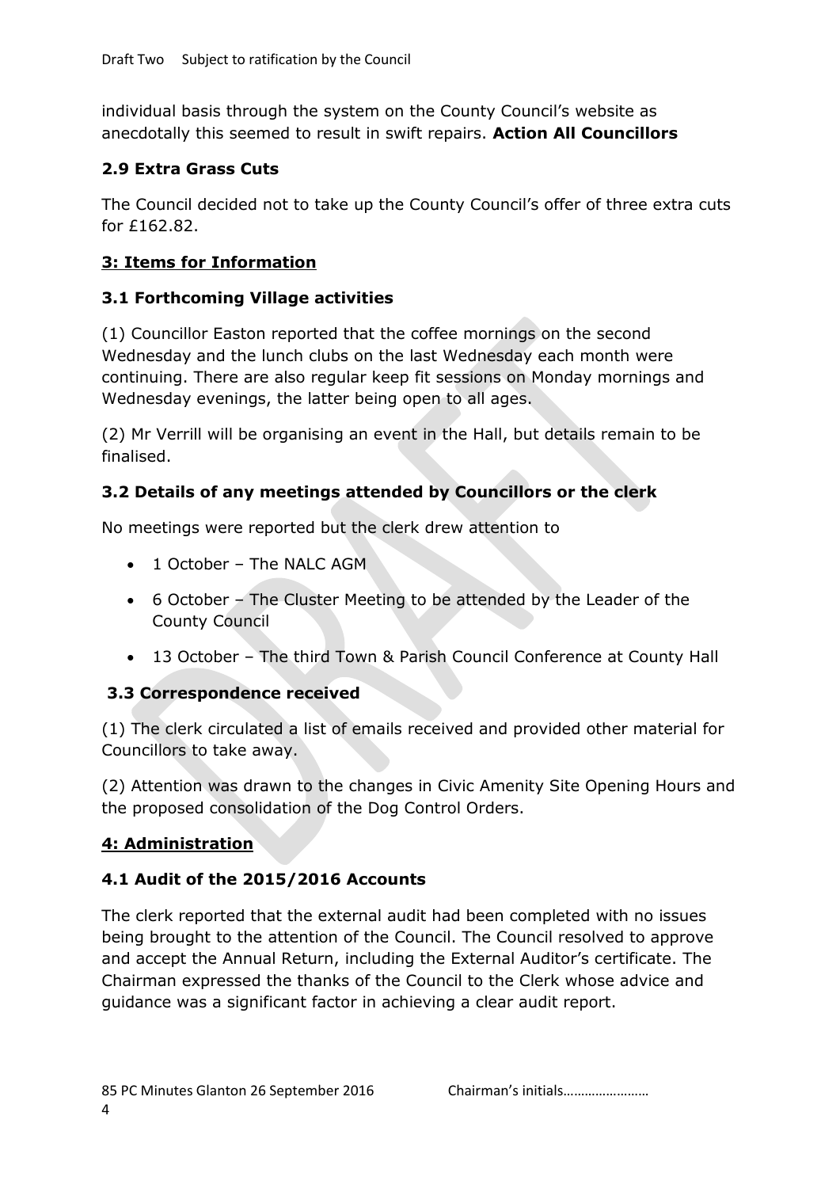individual basis through the system on the County Council's website as anecdotally this seemed to result in swift repairs. **Action All Councillors**

### 2.9 Extra Grass Cuts

The Council decided not to take up the County Council's offer of three extra cuts for £162.82.

## 3: Items for Information

### 3.1 Forthcoming Village activities

(1) Councillor Easton reported that the coffee mornings on the second Wednesday and the lunch clubs on the last Wednesday each month were continuing. There are also regular keep fit sessions on Monday mornings and Wednesday evenings, the latter being open to all ages.

(2) Mr Verrill will be organising an event in the Hall, but details remain to be finalised.

### 3.2 Details of any meetings attended by Councillors or the clerk

No meetings were reported but the clerk drew attention to

- 1 October – The NALC AGM
- 6 October – The Cluster Meeting to be attended by the Leader of the County Council
- 13 October – The third Town & Parish Council Conference at County Hall

### 3.3 Correspondence received

(1) The clerk circulated a list of emails received and provided other material for Councillors to take away.

(2) Attention was drawn to the changes in Civic Amenity Site Opening Hours and the proposed consolidation of the Dog Control Orders.

## 4: Administration

### 4.1 Audit of the 2015/2016 Accounts

The clerk reported that the external audit had been completed with no issues being brought to the attention of the Council. The Council resolved to approve and accept the Annual Return, including the External Auditor's certificate. The Chairman expressed the thanks of the Council to the Clerk whose advice and guidance was a significant factor in achieving a clear audit report.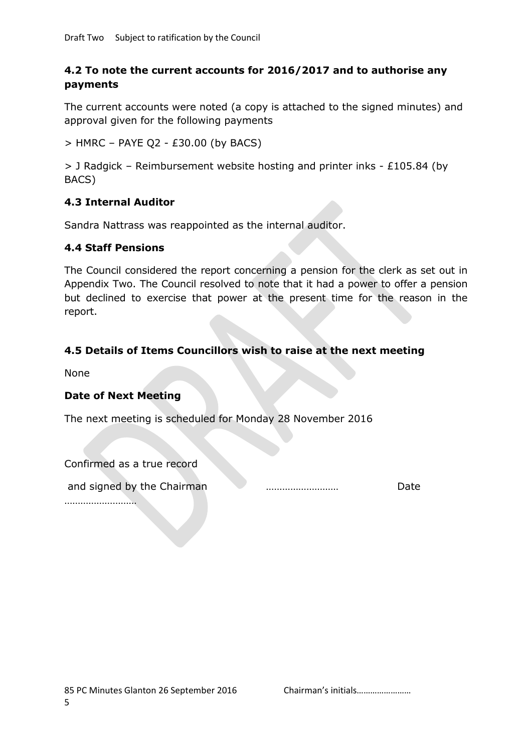### 4.2 To note the current accounts for 2016/2017 and to authorise any payments

The current accounts were noted (a copy is attached to the signed minutes) and approval given for the following payments

> HMRC – PAYE Q2 - £30.00 (by BACS)

> J Radgick – Reimbursement website hosting and printer inks - £105.84 (by BACS)

### 4.3 Internal Auditor

Sandra Nattrass was reappointed as the internal auditor.

### 4.4 Staff Pensions

The Council considered the report concerning a pension for the clerk as set out in Appendix Two. The Council resolved to note that it had a power to offer a pension but declined to exercise that power at the present time for the reason in the report.

### 4.5 Details of Items Councillors wish to raise at the next meeting

None

### Date of Next Meeting

The next meeting is scheduled for Monday 28 November 2016

Confirmed as a true record

and signed by the Chairman …………………… Date ……………………

Chairman's initials……………………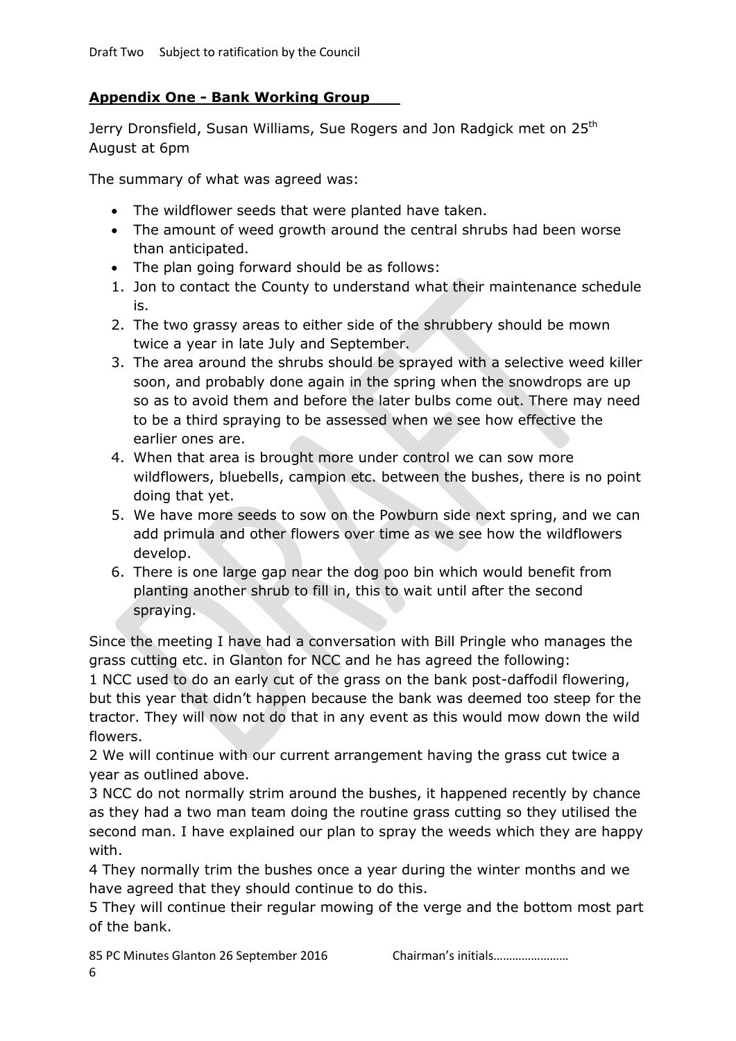## Appendix One - Bank Working Group

Jerry Dronsfield, Susan Williams, Sue Rogers and Jon Radgick met on 25th August at 6pm

The summary of what was agreed was:

- The wildflower seeds that were planted have taken.
- The amount of weed growth around the central shrubs had been worse than anticipated.
- The plan going forward should be as follows:

1. Jon to contact the County to understand what their maintenance schedule is.
2. The two grassy areas to either side of the shrubbery should be mown twice a year in late July and September.
3. The area around the shrubs should be sprayed with a selective weed killer soon, and probably done again in the spring when the snowdrops are up so as to avoid them and before the later bulbs come out. There may need to be a third spraying to be assessed when we see how effective the earlier ones are.
4. When that area is brought more under control we can sow more wildflowers, bluebells, campion etc. between the bushes, there is no point doing that yet.
5. We have more seeds to sow on the Powburn side next spring, and we can add primula and other flowers over time as we see how the wildflowers develop.
6. There is one large gap near the dog poo bin which would benefit from planting another shrub to fill in, this to wait until after the second spraying.

Since the meeting I have had a conversation with Bill Pringle who manages the grass cutting etc. in Glanton for NCC and he has agreed the following:

1 NCC used to do an early cut of the grass on the bank post-daffodil flowering, but this year that didn't happen because the bank was deemed too steep for the tractor. They will now not do that in any event as this would mow down the wild flowers.

2 We will continue with our current arrangement having the grass cut twice a year as outlined above.

3 NCC do not normally strim around the bushes, it happened recently by chance as they had a two man team doing the routine grass cutting so they utilised the second man. I have explained our plan to spray the weeds which they are happy with.

4 They normally trim the bushes once a year during the winter months and we have agreed that they should continue to do this.

5 They will continue their regular mowing of the verge and the bottom most part of the bank.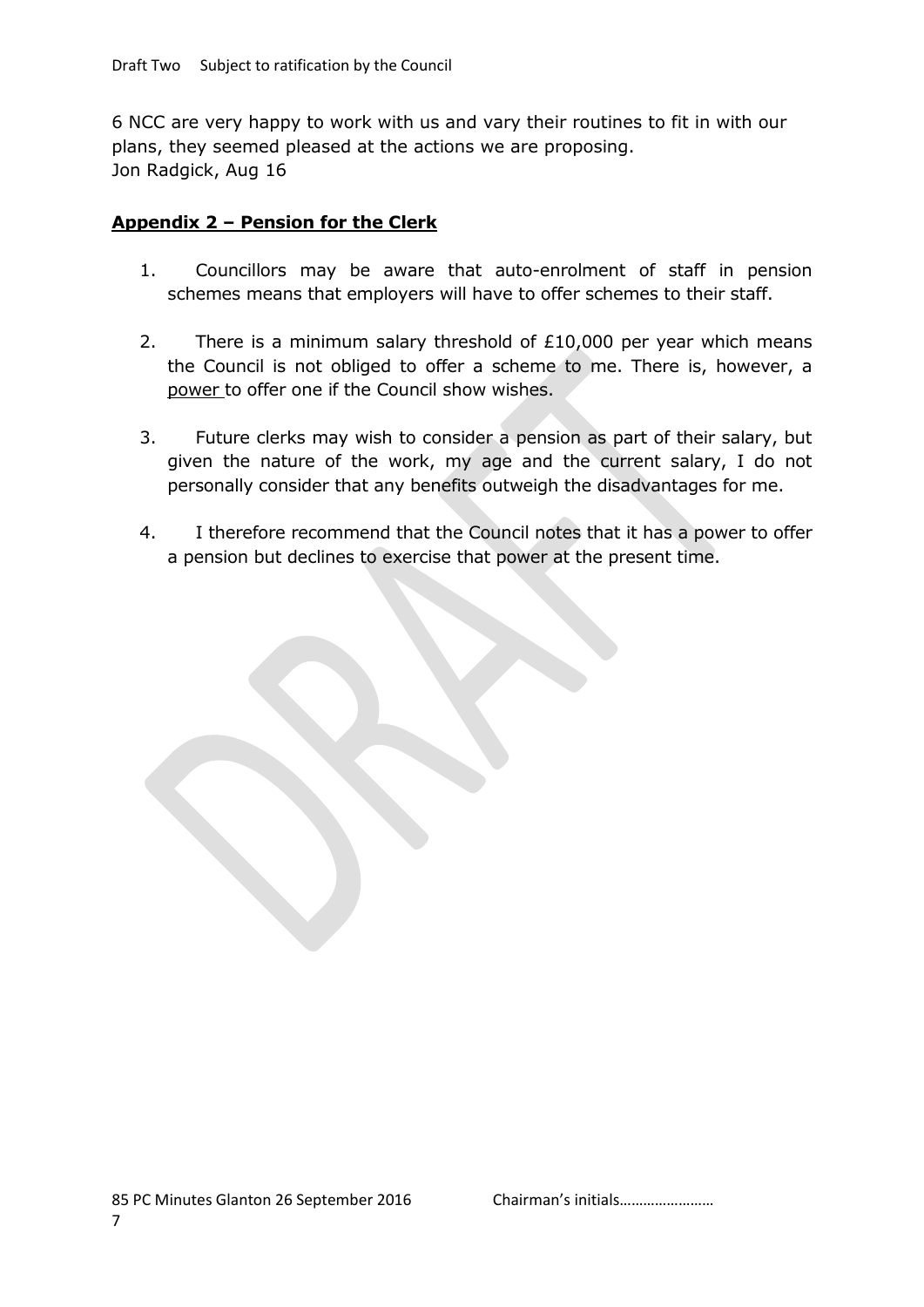6 NCC are very happy to work with us and vary their routines to fit in with our plans, they seemed pleased at the actions we are proposing.
Jon Radgick, Aug 16

## **Appendix 2 – Pension for the Clerk**

1. Councillors may be aware that auto-enrolment of staff in pension schemes means that employers will have to offer schemes to their staff.

2. There is a minimum salary threshold of £10,000 per year which means the Council is not obliged to offer a scheme to me. There is, however, a power to offer one if the Council show wishes.

3. Future clerks may wish to consider a pension as part of their salary, but given the nature of the work, my age and the current salary, I do not personally consider that any benefits outweigh the disadvantages for me.

4. I therefore recommend that the Council notes that it has a power to offer a pension but declines to exercise that power at the present time.